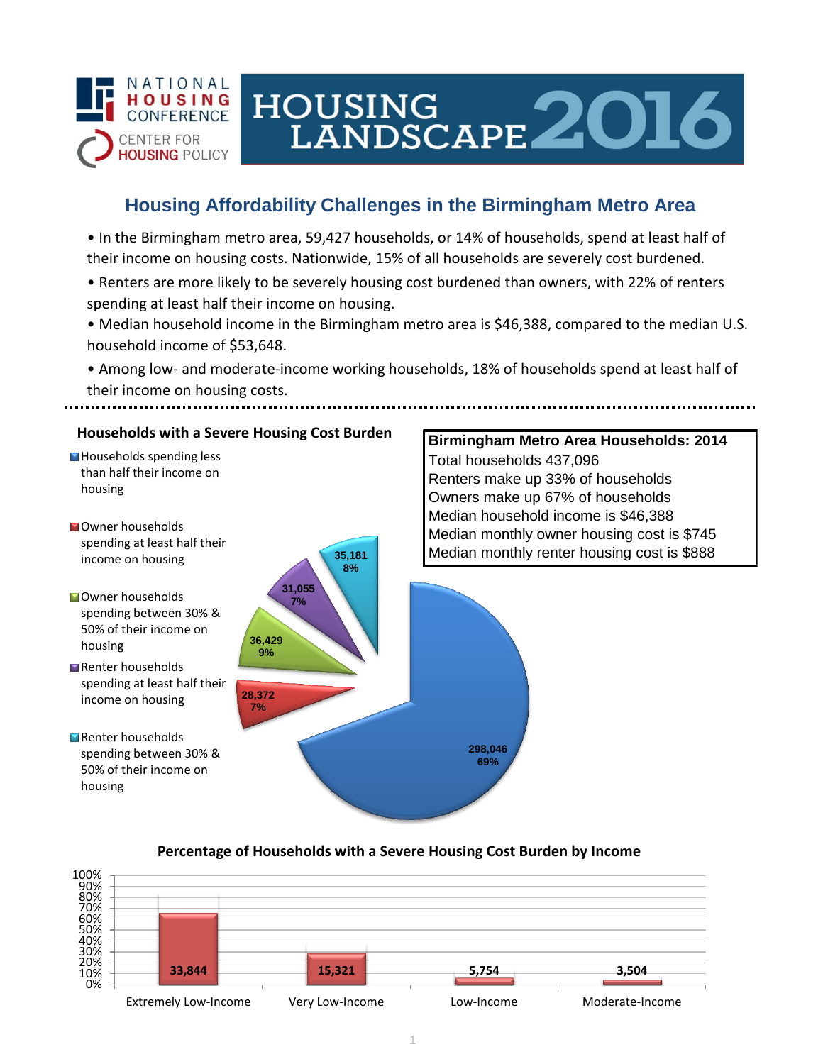NATIONAL HOUSING CONFERENCE
CENTER FOR HOUSING POLICY

# HOUSING LANDSCAPE 2016

## Housing Affordability Challenges in the Birmingham Metro Area

- In the Birmingham metro area, 59,427 households, or 14% of households, spend at least half of their income on housing costs. Nationwide, 15% of all households are severely cost burdened.
- Renters are more likely to be severely housing cost burdened than owners, with 22% of renters spending at least half their income on housing.
- Median household income in the Birmingham metro area is $46,388, compared to the median U.S. household income of $53,648.
- Among low- and moderate-income working households, 18% of households spend at least half of their income on housing costs.

### Households with a Severe Housing Cost Burden

| Category | Households | Percent |
| --- | --- | --- |
| Households spending less than half their income on housing | 298,046 | 69% |
| Owner households spending at least half their income on housing | 28,372 | 7% |
| Owner households spending between 30% & 50% of their income on housing | 36,429 | 9% |
| Renter households spending at least half their income on housing | 31,055 | 7% |
| Renter households spending between 30% & 50% of their income on housing | 35,181 | 8% |

### Birmingham Metro Area Households: 2014

Total households 437,096
Renters make up 33% of households
Owners make up 67% of households
Median household income is $46,388
Median monthly owner housing cost is $745
Median monthly renter housing cost is $888

### Percentage of Households with a Severe Housing Cost Burden by Income

| Income | Households |
| --- | --- |
| Extremely Low-Income | 33,844 |
| Very Low-Income | 15,321 |
| Low-Income | 5,754 |
| Moderate-Income | 3,504 |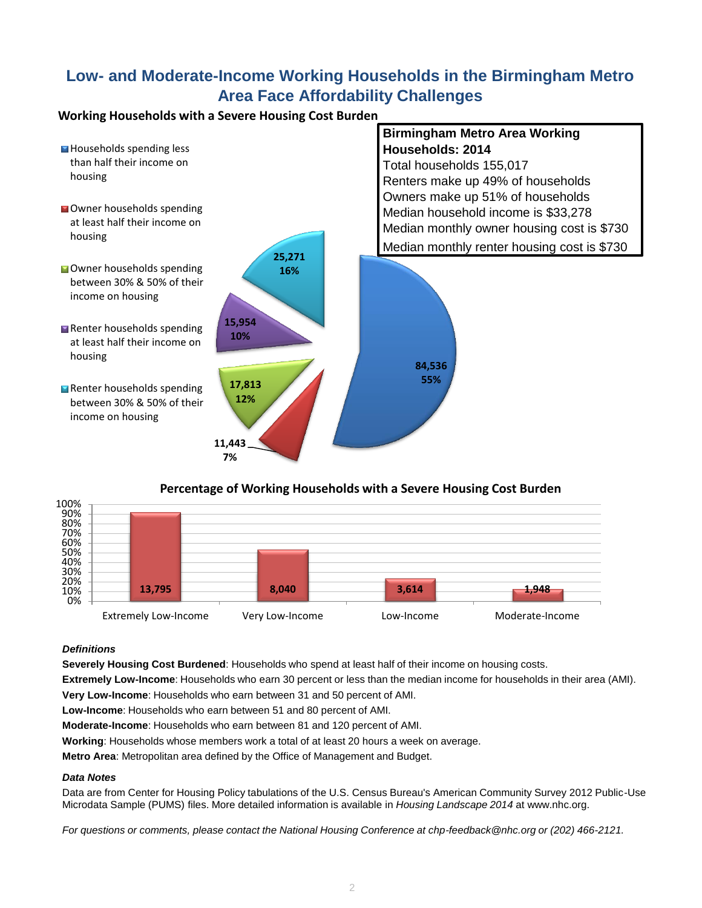# Low- and Moderate-Income Working Households in the Birmingham Metro Area Face Affordability Challenges

## Working Households with a Severe Housing Cost Burden

Households spending less than half their income on housing

Owner households spending at least half their income on housing

Owner households spending between 30% & 50% of their income on housing

Renter households spending at least half their income on housing

Renter households spending between 30% & 50% of their income on housing

25,271
16%

15,954
10%

17,813
12%

11,443
7%

84,536
55%

**Birmingham Metro Area Working Households: 2014**
Total households 155,017
Renters make up 49% of households
Owners make up 51% of households
Median household income is $33,278
Median monthly owner housing cost is $730
Median monthly renter housing cost is $730

## Percentage of Working Households with a Severe Housing Cost Burden

100%
90%
80%
70%
60%
50%
40%
30%
20%
10%
0%

13,795
8,040
3,614
1,948

Extremely Low-Income
Very Low-Income
Low-Income
Moderate-Income

***Definitions***

**Severely Housing Cost Burdened**: Households who spend at least half of their income on housing costs.

**Extremely Low-Income**: Households who earn 30 percent or less than the median income for households in their area (AMI).

**Very Low-Income**: Households who earn between 31 and 50 percent of AMI.

**Low-Income**: Households who earn between 51 and 80 percent of AMI.

**Moderate-Income**: Households who earn between 81 and 120 percent of AMI.

**Working**: Households whose members work a total of at least 20 hours a week on average.

**Metro Area**: Metropolitan area defined by the Office of Management and Budget.

***Data Notes***

Data are from Center for Housing Policy tabulations of the U.S. Census Bureau's American Community Survey 2012 Public-Use Microdata Sample (PUMS) files. More detailed information is available in *Housing Landscape 2014* at www.nhc.org.

*For questions or comments, please contact the National Housing Conference at chp-feedback@nhc.org or (202) 466-2121.*